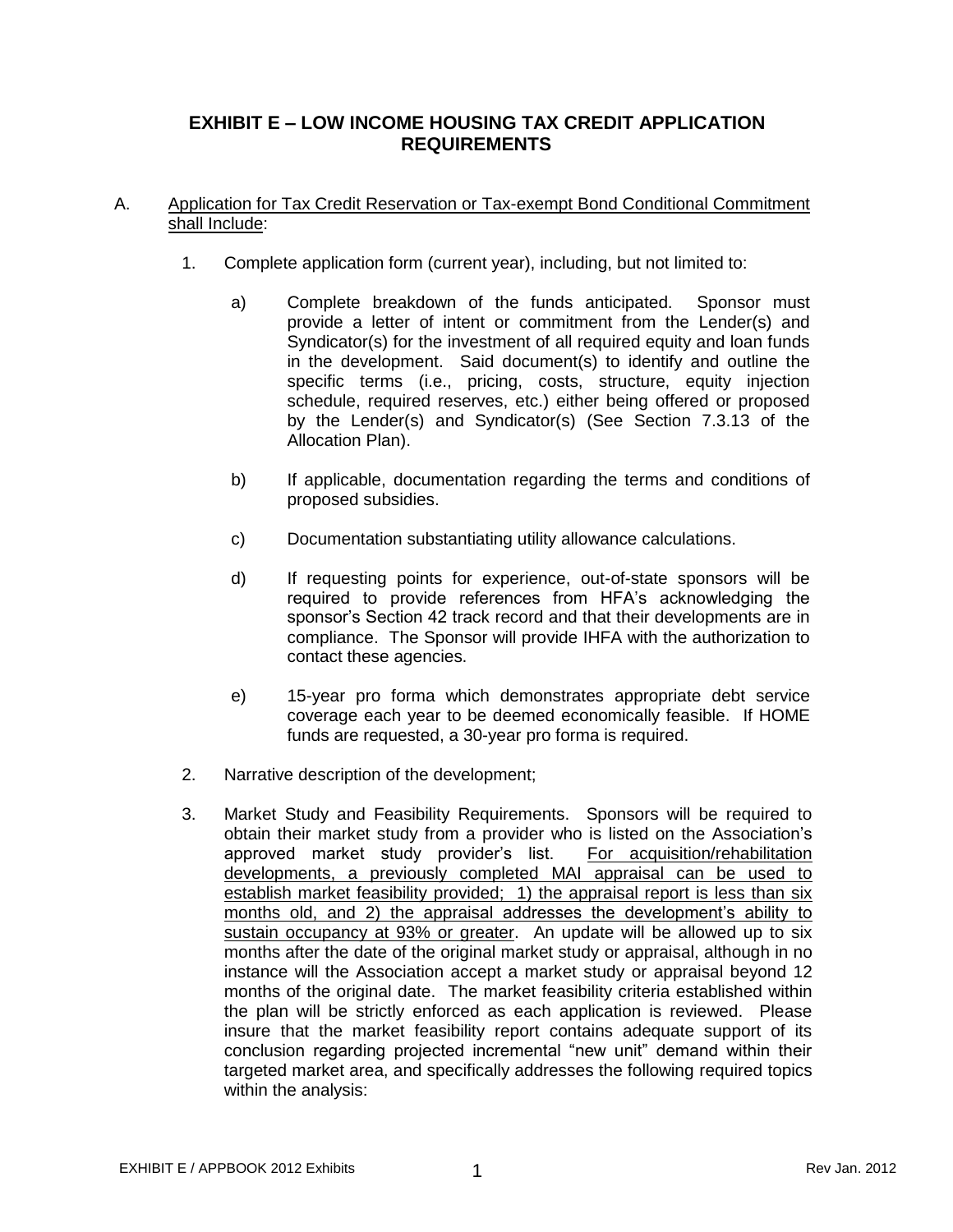# EXHIBIT E – LOW INCOME HOUSING TAX CREDIT APPLICATION REQUIREMENTS

A. <u>Application for Tax Credit Reservation or Tax-exempt Bond Conditional Commitment shall Include</u>:

1. Complete application form (current year), including, but not limited to:

   a) Complete breakdown of the funds anticipated. Sponsor must provide a letter of intent or commitment from the Lender(s) and Syndicator(s) for the investment of all required equity and loan funds in the development. Said document(s) to identify and outline the specific terms (i.e., pricing, costs, structure, equity injection schedule, required reserves, etc.) either being offered or proposed by the Lender(s) and Syndicator(s) (See Section 7.3.13 of the Allocation Plan).

   b) If applicable, documentation regarding the terms and conditions of proposed subsidies.

   c) Documentation substantiating utility allowance calculations.

   d) If requesting points for experience, out-of-state sponsors will be required to provide references from HFA's acknowledging the sponsor's Section 42 track record and that their developments are in compliance. The Sponsor will provide IHFA with the authorization to contact these agencies.

   e) 15-year pro forma which demonstrates appropriate debt service coverage each year to be deemed economically feasible. If HOME funds are requested, a 30-year pro forma is required.

2. Narrative description of the development;

3. Market Study and Feasibility Requirements. Sponsors will be required to obtain their market study from a provider who is listed on the Association's approved market study provider's list. <u>For acquisition/rehabilitation developments, a previously completed MAI appraisal can be used to establish market feasibility provided; 1) the appraisal report is less than six months old, and 2) the appraisal addresses the development's ability to sustain occupancy at 93% or greater</u>. An update will be allowed up to six months after the date of the original market study or appraisal, although in no instance will the Association accept a market study or appraisal beyond 12 months of the original date. The market feasibility criteria established within the plan will be strictly enforced as each application is reviewed. Please insure that the market feasibility report contains adequate support of its conclusion regarding projected incremental "new unit" demand within their targeted market area, and specifically addresses the following required topics within the analysis: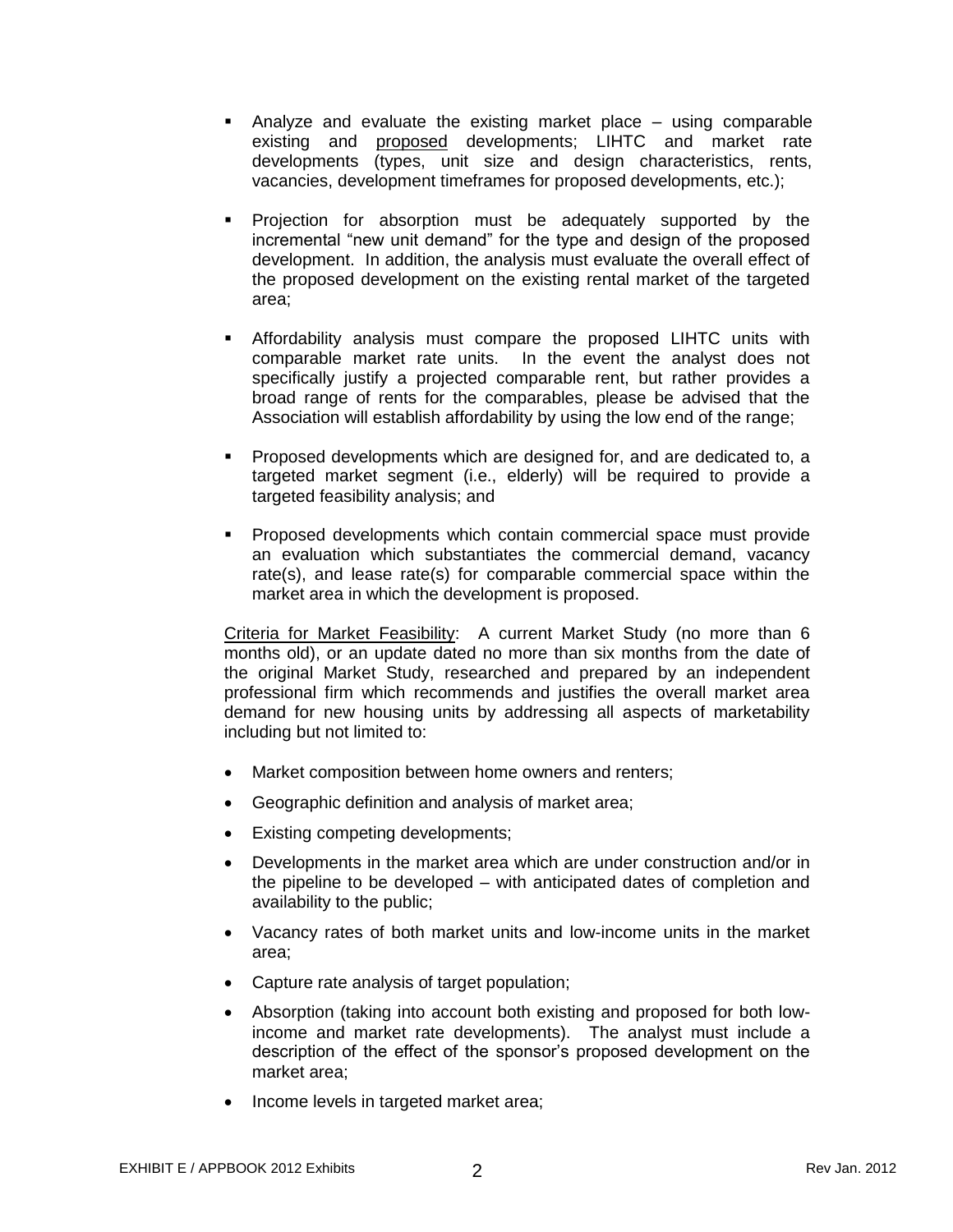- Analyze and evaluate the existing market place – using comparable existing and proposed developments; LIHTC and market rate developments (types, unit size and design characteristics, rents, vacancies, development timeframes for proposed developments, etc.);

- Projection for absorption must be adequately supported by the incremental "new unit demand" for the type and design of the proposed development. In addition, the analysis must evaluate the overall effect of the proposed development on the existing rental market of the targeted area;

- Affordability analysis must compare the proposed LIHTC units with comparable market rate units. In the event the analyst does not specifically justify a projected comparable rent, but rather provides a broad range of rents for the comparables, please be advised that the Association will establish affordability by using the low end of the range;

- Proposed developments which are designed for, and are dedicated to, a targeted market segment (i.e., elderly) will be required to provide a targeted feasibility analysis; and

- Proposed developments which contain commercial space must provide an evaluation which substantiates the commercial demand, vacancy rate(s), and lease rate(s) for comparable commercial space within the market area in which the development is proposed.

Criteria for Market Feasibility: A current Market Study (no more than 6 months old), or an update dated no more than six months from the date of the original Market Study, researched and prepared by an independent professional firm which recommends and justifies the overall market area demand for new housing units by addressing all aspects of marketability including but not limited to:

- Market composition between home owners and renters;
- Geographic definition and analysis of market area;
- Existing competing developments;
- Developments in the market area which are under construction and/or in the pipeline to be developed – with anticipated dates of completion and availability to the public;
- Vacancy rates of both market units and low-income units in the market area;
- Capture rate analysis of target population;
- Absorption (taking into account both existing and proposed for both low-income and market rate developments). The analyst must include a description of the effect of the sponsor's proposed development on the market area;
- Income levels in targeted market area;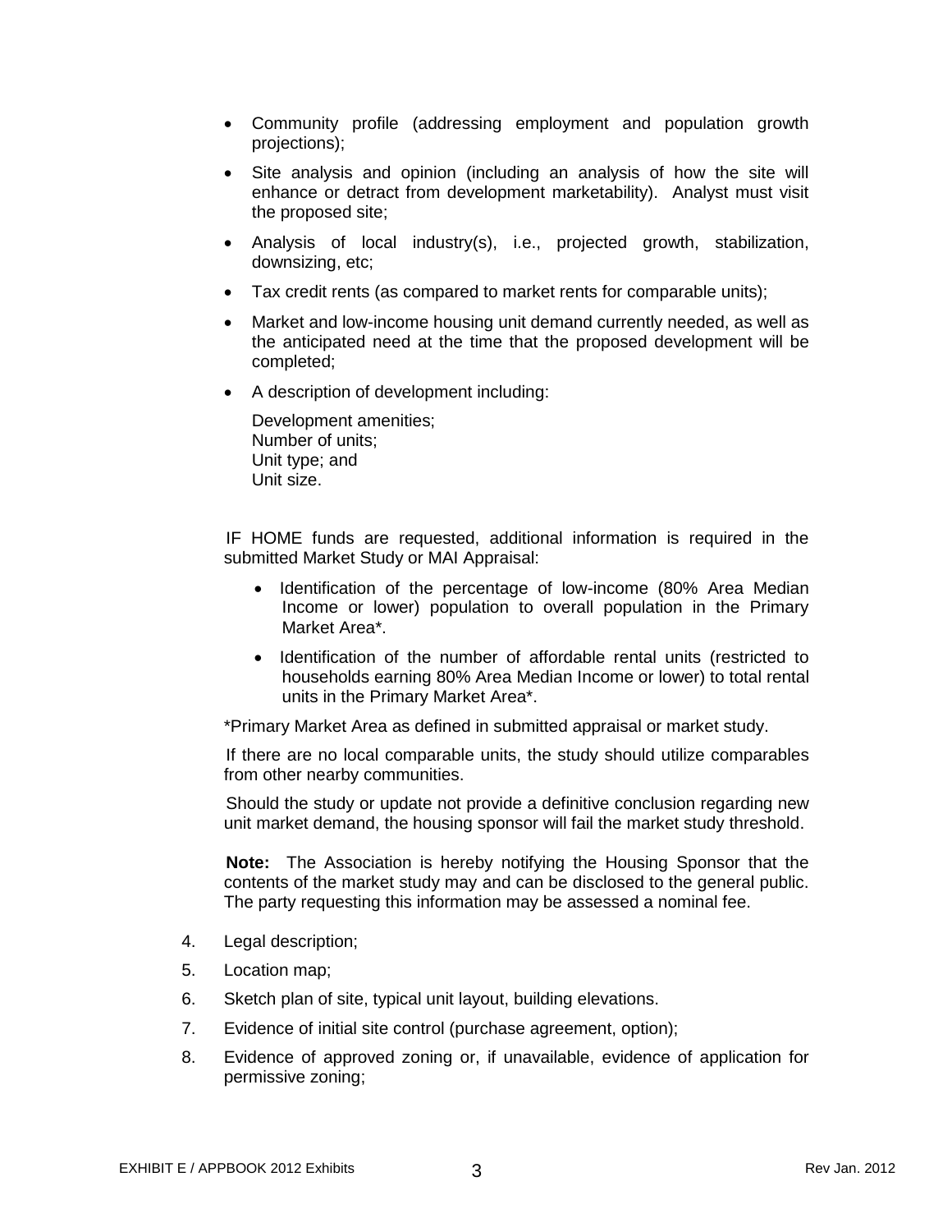- Community profile (addressing employment and population growth projections);
- Site analysis and opinion (including an analysis of how the site will enhance or detract from development marketability). Analyst must visit the proposed site;
- Analysis of local industry(s), i.e., projected growth, stabilization, downsizing, etc;
- Tax credit rents (as compared to market rents for comparable units);
- Market and low-income housing unit demand currently needed, as well as the anticipated need at the time that the proposed development will be completed;
- A description of development including:

  Development amenities;
  Number of units;
  Unit type; and
  Unit size.

IF HOME funds are requested, additional information is required in the submitted Market Study or MAI Appraisal:

- Identification of the percentage of low-income (80% Area Median Income or lower) population to overall population in the Primary Market Area*.
- Identification of the number of affordable rental units (restricted to households earning 80% Area Median Income or lower) to total rental units in the Primary Market Area*.

*Primary Market Area as defined in submitted appraisal or market study.

If there are no local comparable units, the study should utilize comparables from other nearby communities.

Should the study or update not provide a definitive conclusion regarding new unit market demand, the housing sponsor will fail the market study threshold.

**Note:** The Association is hereby notifying the Housing Sponsor that the contents of the market study may and can be disclosed to the general public. The party requesting this information may be assessed a nominal fee.

4. Legal description;
5. Location map;
6. Sketch plan of site, typical unit layout, building elevations.
7. Evidence of initial site control (purchase agreement, option);
8. Evidence of approved zoning or, if unavailable, evidence of application for permissive zoning;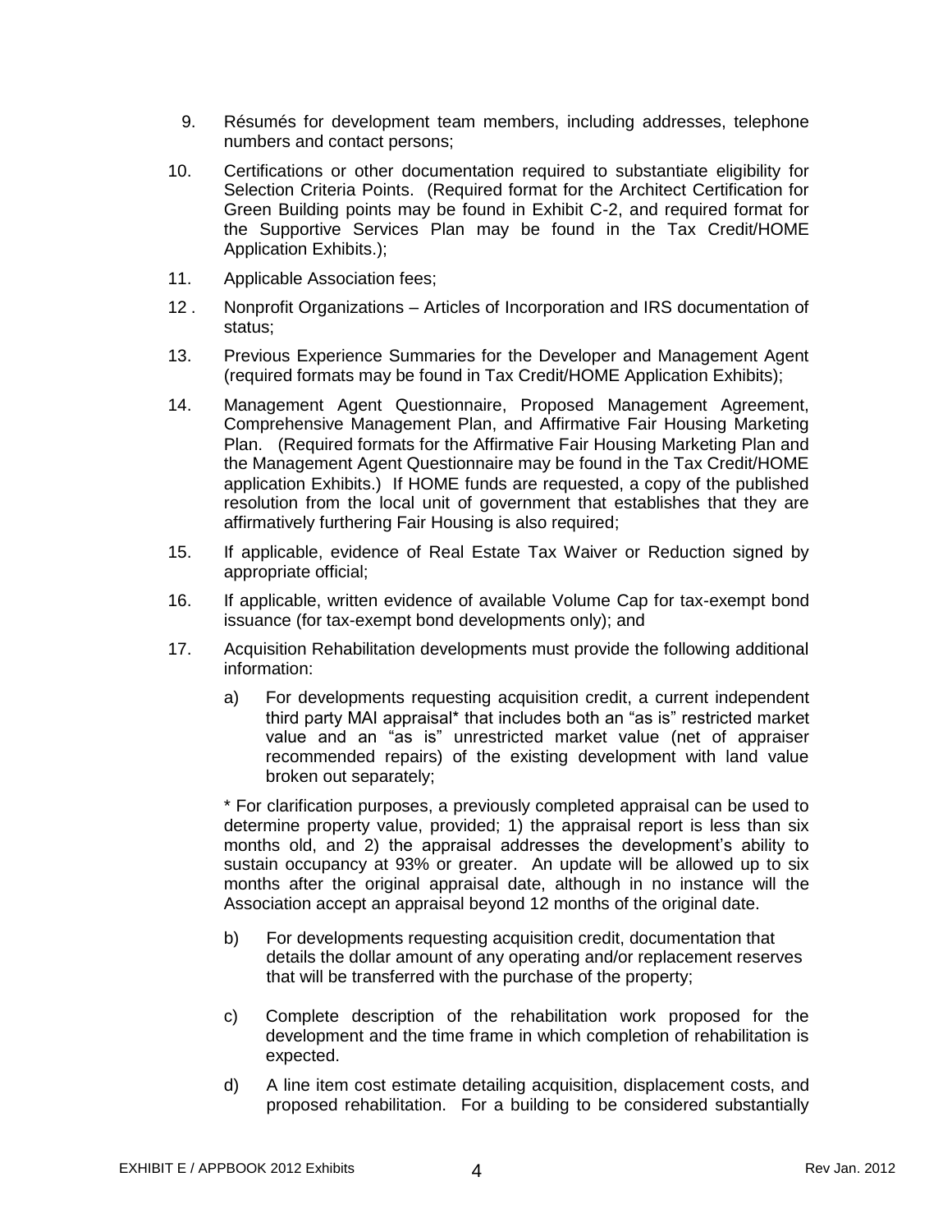9. Résumés for development team members, including addresses, telephone numbers and contact persons;

10. Certifications or other documentation required to substantiate eligibility for Selection Criteria Points. (Required format for the Architect Certification for Green Building points may be found in Exhibit C-2, and required format for the Supportive Services Plan may be found in the Tax Credit/HOME Application Exhibits.);

11. Applicable Association fees;

12. Nonprofit Organizations – Articles of Incorporation and IRS documentation of status;

13. Previous Experience Summaries for the Developer and Management Agent (required formats may be found in Tax Credit/HOME Application Exhibits);

14. Management Agent Questionnaire, Proposed Management Agreement, Comprehensive Management Plan, and Affirmative Fair Housing Marketing Plan. (Required formats for the Affirmative Fair Housing Marketing Plan and the Management Agent Questionnaire may be found in the Tax Credit/HOME application Exhibits.) If HOME funds are requested, a copy of the published resolution from the local unit of government that establishes that they are affirmatively furthering Fair Housing is also required;

15. If applicable, evidence of Real Estate Tax Waiver or Reduction signed by appropriate official;

16. If applicable, written evidence of available Volume Cap for tax-exempt bond issuance (for tax-exempt bond developments only); and

17. Acquisition Rehabilitation developments must provide the following additional information:

    a) For developments requesting acquisition credit, a current independent third party MAI appraisal* that includes both an "as is" restricted market value and an "as is" unrestricted market value (net of appraiser recommended repairs) of the existing development with land value broken out separately;

    * For clarification purposes, a previously completed appraisal can be used to determine property value, provided; 1) the appraisal report is less than six months old, and 2) the appraisal addresses the development's ability to sustain occupancy at 93% or greater. An update will be allowed up to six months after the original appraisal date, although in no instance will the Association accept an appraisal beyond 12 months of the original date.

    b) For developments requesting acquisition credit, documentation that details the dollar amount of any operating and/or replacement reserves that will be transferred with the purchase of the property;

    c) Complete description of the rehabilitation work proposed for the development and the time frame in which completion of rehabilitation is expected.

    d) A line item cost estimate detailing acquisition, displacement costs, and proposed rehabilitation. For a building to be considered substantially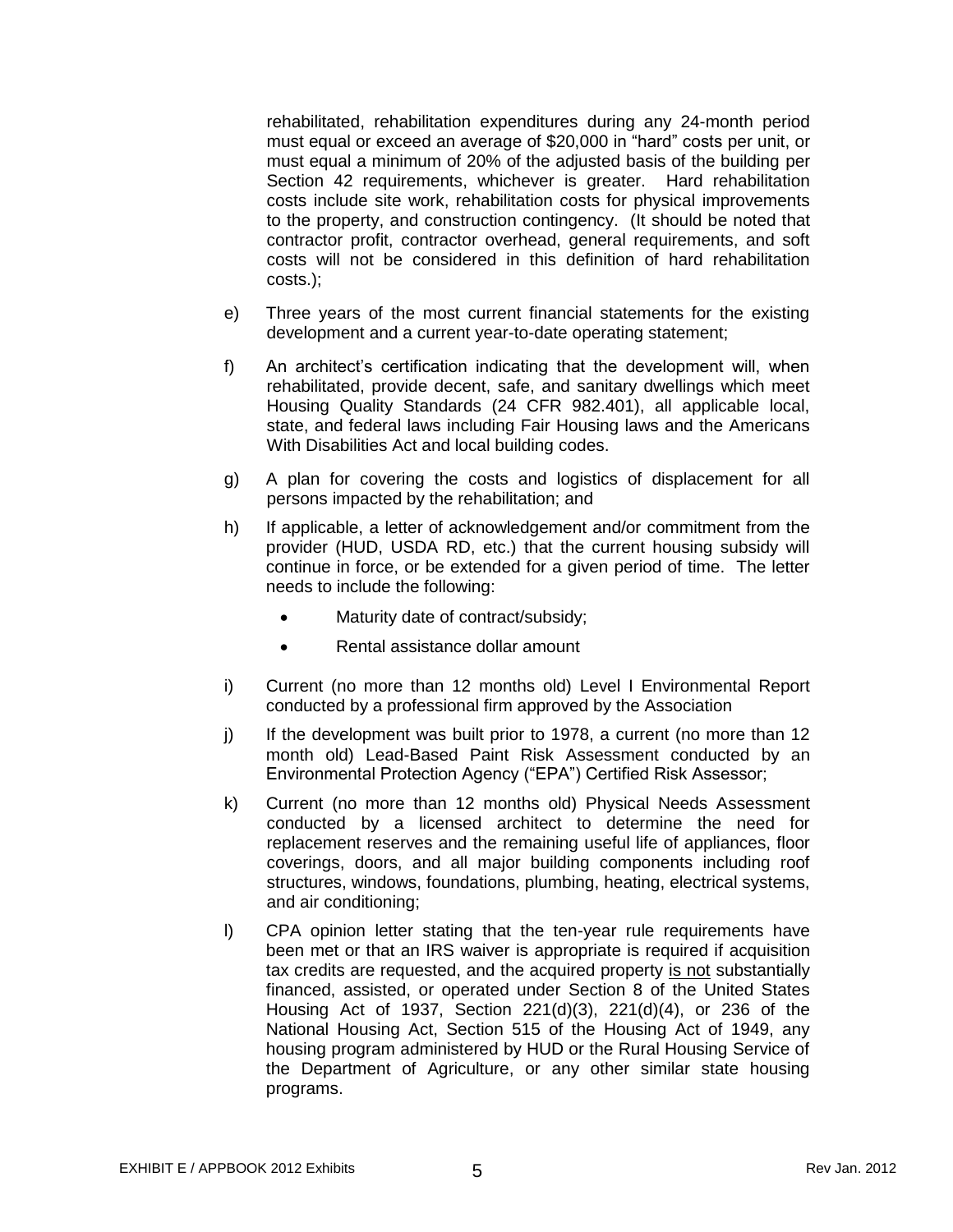rehabilitated, rehabilitation expenditures during any 24-month period must equal or exceed an average of $20,000 in "hard" costs per unit, or must equal a minimum of 20% of the adjusted basis of the building per Section 42 requirements, whichever is greater. Hard rehabilitation costs include site work, rehabilitation costs for physical improvements to the property, and construction contingency. (It should be noted that contractor profit, contractor overhead, general requirements, and soft costs will not be considered in this definition of hard rehabilitation costs.);

e) Three years of the most current financial statements for the existing development and a current year-to-date operating statement;

f) An architect's certification indicating that the development will, when rehabilitated, provide decent, safe, and sanitary dwellings which meet Housing Quality Standards (24 CFR 982.401), all applicable local, state, and federal laws including Fair Housing laws and the Americans With Disabilities Act and local building codes.

g) A plan for covering the costs and logistics of displacement for all persons impacted by the rehabilitation; and

h) If applicable, a letter of acknowledgement and/or commitment from the provider (HUD, USDA RD, etc.) that the current housing subsidy will continue in force, or be extended for a given period of time. The letter needs to include the following:

- Maturity date of contract/subsidy;
- Rental assistance dollar amount

i) Current (no more than 12 months old) Level I Environmental Report conducted by a professional firm approved by the Association

j) If the development was built prior to 1978, a current (no more than 12 month old) Lead-Based Paint Risk Assessment conducted by an Environmental Protection Agency ("EPA") Certified Risk Assessor;

k) Current (no more than 12 months old) Physical Needs Assessment conducted by a licensed architect to determine the need for replacement reserves and the remaining useful life of appliances, floor coverings, doors, and all major building components including roof structures, windows, foundations, plumbing, heating, electrical systems, and air conditioning;

l) CPA opinion letter stating that the ten-year rule requirements have been met or that an IRS waiver is appropriate is required if acquisition tax credits are requested, and the acquired property <u>is not</u> substantially financed, assisted, or operated under Section 8 of the United States Housing Act of 1937, Section 221(d)(3), 221(d)(4), or 236 of the National Housing Act, Section 515 of the Housing Act of 1949, any housing program administered by HUD or the Rural Housing Service of the Department of Agriculture, or any other similar state housing programs.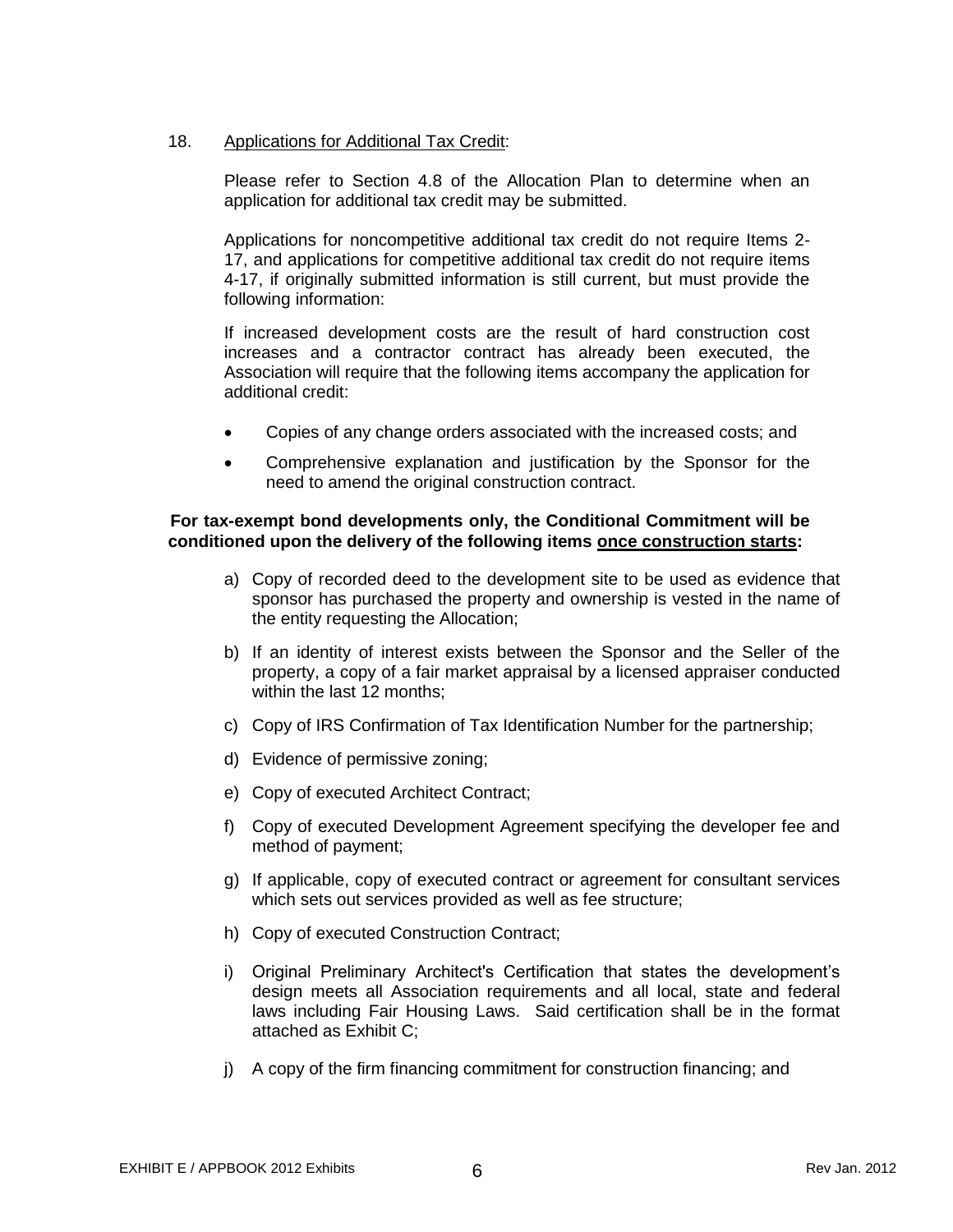18. <u>Applications for Additional Tax Credit</u>:

Please refer to Section 4.8 of the Allocation Plan to determine when an application for additional tax credit may be submitted.

Applications for noncompetitive additional tax credit do not require Items 2-17, and applications for competitive additional tax credit do not require items 4-17, if originally submitted information is still current, but must provide the following information:

If increased development costs are the result of hard construction cost increases and a contractor contract has already been executed, the Association will require that the following items accompany the application for additional credit:

- Copies of any change orders associated with the increased costs; and
- Comprehensive explanation and justification by the Sponsor for the need to amend the original construction contract.

**For tax-exempt bond developments only, the Conditional Commitment will be conditioned upon the delivery of the following items <u>once construction starts</u>:**

a) Copy of recorded deed to the development site to be used as evidence that sponsor has purchased the property and ownership is vested in the name of the entity requesting the Allocation;

b) If an identity of interest exists between the Sponsor and the Seller of the property, a copy of a fair market appraisal by a licensed appraiser conducted within the last 12 months;

c) Copy of IRS Confirmation of Tax Identification Number for the partnership;

d) Evidence of permissive zoning;

e) Copy of executed Architect Contract;

f) Copy of executed Development Agreement specifying the developer fee and method of payment;

g) If applicable, copy of executed contract or agreement for consultant services which sets out services provided as well as fee structure;

h) Copy of executed Construction Contract;

i) Original Preliminary Architect's Certification that states the development's design meets all Association requirements and all local, state and federal laws including Fair Housing Laws. Said certification shall be in the format attached as Exhibit C;

j) A copy of the firm financing commitment for construction financing; and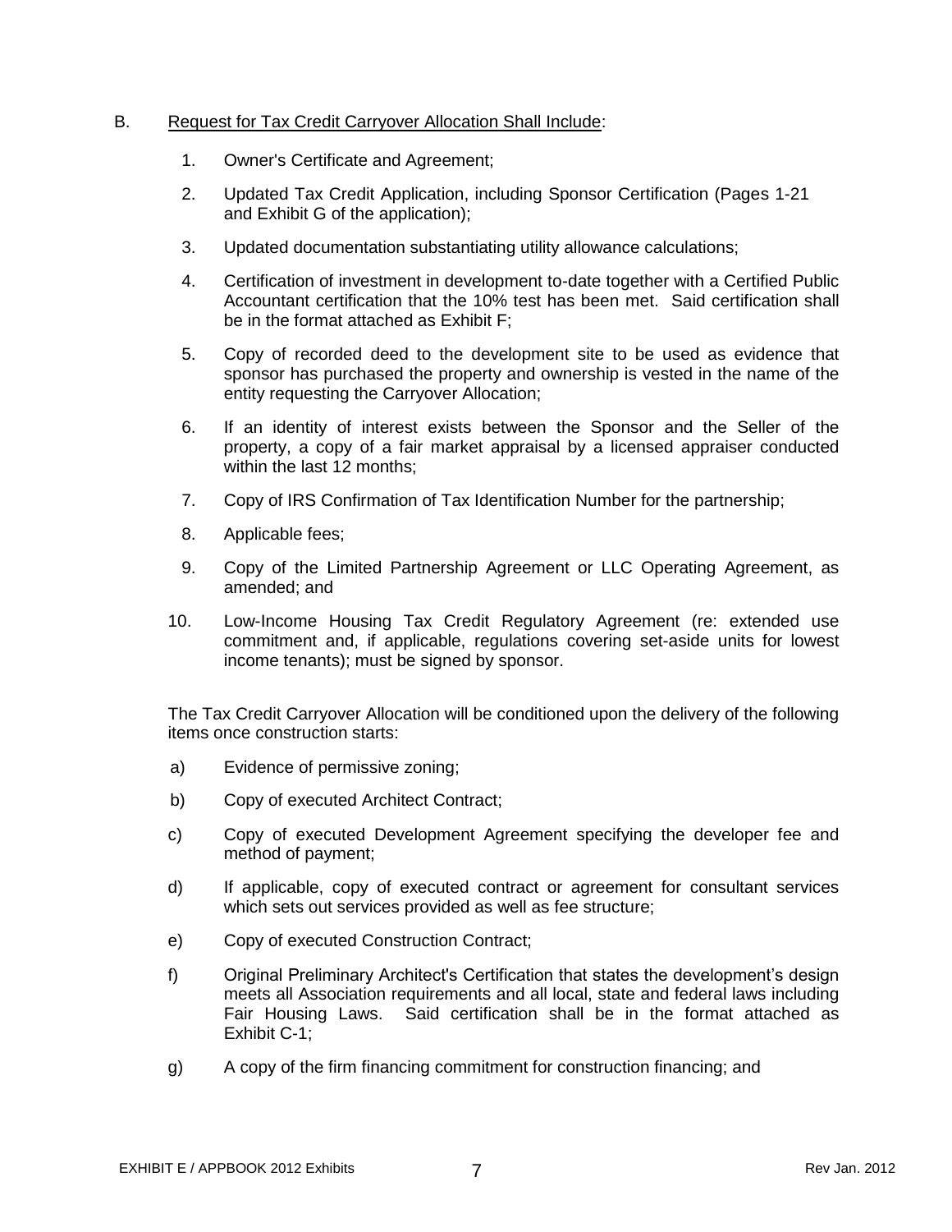B. <u>Request for Tax Credit Carryover Allocation Shall Include</u>:

1. Owner's Certificate and Agreement;
2. Updated Tax Credit Application, including Sponsor Certification (Pages 1-21 and Exhibit G of the application);
3. Updated documentation substantiating utility allowance calculations;
4. Certification of investment in development to-date together with a Certified Public Accountant certification that the 10% test has been met. Said certification shall be in the format attached as Exhibit F;
5. Copy of recorded deed to the development site to be used as evidence that sponsor has purchased the property and ownership is vested in the name of the entity requesting the Carryover Allocation;
6. If an identity of interest exists between the Sponsor and the Seller of the property, a copy of a fair market appraisal by a licensed appraiser conducted within the last 12 months;
7. Copy of IRS Confirmation of Tax Identification Number for the partnership;
8. Applicable fees;
9. Copy of the Limited Partnership Agreement or LLC Operating Agreement, as amended; and
10. Low-Income Housing Tax Credit Regulatory Agreement (re: extended use commitment and, if applicable, regulations covering set-aside units for lowest income tenants); must be signed by sponsor.

The Tax Credit Carryover Allocation will be conditioned upon the delivery of the following items once construction starts:

a) Evidence of permissive zoning;

b) Copy of executed Architect Contract;

c) Copy of executed Development Agreement specifying the developer fee and method of payment;

d) If applicable, copy of executed contract or agreement for consultant services which sets out services provided as well as fee structure;

e) Copy of executed Construction Contract;

f) Original Preliminary Architect's Certification that states the development's design meets all Association requirements and all local, state and federal laws including Fair Housing Laws. Said certification shall be in the format attached as Exhibit C-1;

g) A copy of the firm financing commitment for construction financing; and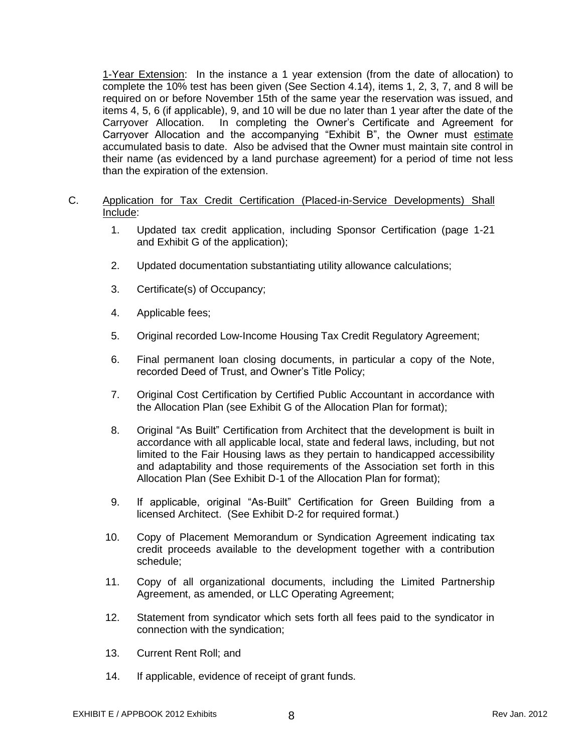<u>1-Year Extension</u>: In the instance a 1 year extension (from the date of allocation) to complete the 10% test has been given (See Section 4.14), items 1, 2, 3, 7, and 8 will be required on or before November 15th of the same year the reservation was issued, and items 4, 5, 6 (if applicable), 9, and 10 will be due no later than 1 year after the date of the Carryover Allocation. In completing the Owner's Certificate and Agreement for Carryover Allocation and the accompanying "Exhibit B", the Owner must <u>estimate</u> accumulated basis to date. Also be advised that the Owner must maintain site control in their name (as evidenced by a land purchase agreement) for a period of time not less than the expiration of the extension.

C. <u>Application for Tax Credit Certification (Placed-in-Service Developments) Shall Include</u>:

1. Updated tax credit application, including Sponsor Certification (page 1-21 and Exhibit G of the application);
2. Updated documentation substantiating utility allowance calculations;
3. Certificate(s) of Occupancy;
4. Applicable fees;
5. Original recorded Low-Income Housing Tax Credit Regulatory Agreement;
6. Final permanent loan closing documents, in particular a copy of the Note, recorded Deed of Trust, and Owner's Title Policy;
7. Original Cost Certification by Certified Public Accountant in accordance with the Allocation Plan (see Exhibit G of the Allocation Plan for format);
8. Original "As Built" Certification from Architect that the development is built in accordance with all applicable local, state and federal laws, including, but not limited to the Fair Housing laws as they pertain to handicapped accessibility and adaptability and those requirements of the Association set forth in this Allocation Plan (See Exhibit D-1 of the Allocation Plan for format);
9. If applicable, original "As-Built" Certification for Green Building from a licensed Architect. (See Exhibit D-2 for required format.)
10. Copy of Placement Memorandum or Syndication Agreement indicating tax credit proceeds available to the development together with a contribution schedule;
11. Copy of all organizational documents, including the Limited Partnership Agreement, as amended, or LLC Operating Agreement;
12. Statement from syndicator which sets forth all fees paid to the syndicator in connection with the syndication;
13. Current Rent Roll; and
14. If applicable, evidence of receipt of grant funds.